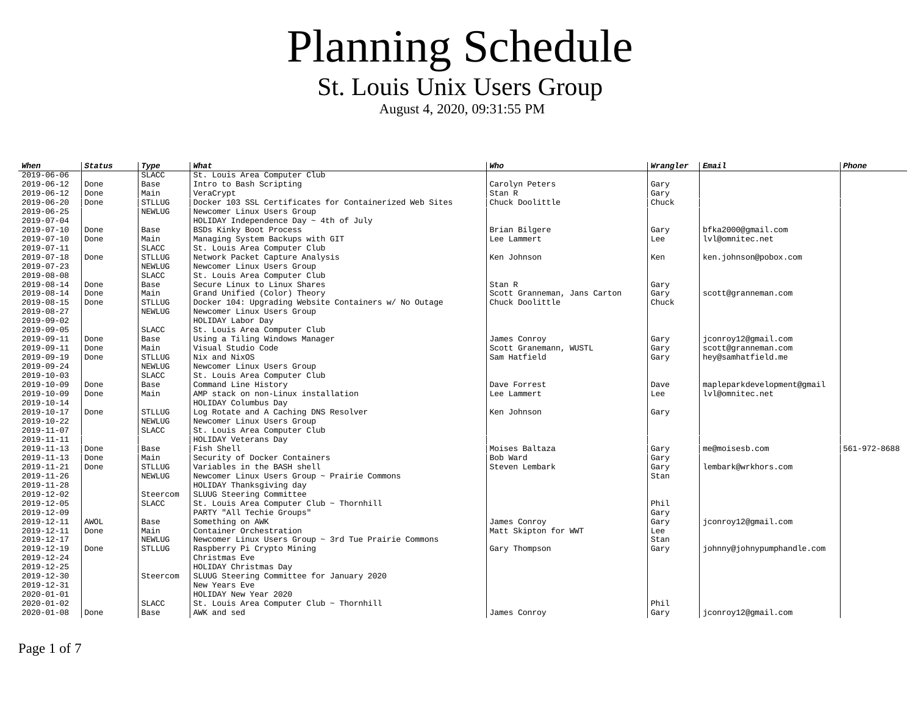# Planning Schedule

## St. Louis Unix Users Group

August 4, 2020, 09:31:55 PM

| When | Status | Type | What | Who | Wrangler | Email | Phone |
|---|---|---|---|---|---|---|---|
| 2019-06-06 | | SLACC | St. Louis Area Computer Club | | | | |
| 2019-06-12 | Done | Base | Intro to Bash Scripting | Carolyn Peters | Gary | | |
| 2019-06-12 | Done | Main | VeraCrypt | Stan R | Gary | | |
| 2019-06-20 | Done | STLLUG | Docker 103 SSL Certificates for Containerized Web Sites | Chuck Doolittle | Chuck | | |
| 2019-06-25 | | NEWLUG | Newcomer Linux Users Group | | | | |
| 2019-07-04 | | | HOLIDAY Independence Day ~ 4th of July | | | | |
| 2019-07-10 | Done | Base | BSDs Kinky Boot Process | Brian Bilgere | Gary | bfka2000@gmail.com | |
| 2019-07-10 | Done | Main | Managing System Backups with GIT | Lee Lammert | Lee | lvl@omnitec.net | |
| 2019-07-11 | | SLACC | St. Louis Area Computer Club | | | | |
| 2019-07-18 | Done | STLLUG | Network Packet Capture Analysis | Ken Johnson | Ken | ken.johnson@pobox.com | |
| 2019-07-23 | | NEWLUG | Newcomer Linux Users Group | | | | |
| 2019-08-08 | | SLACC | St. Louis Area Computer Club | | | | |
| 2019-08-14 | Done | Base | Secure Linux to Linux Shares | Stan R | Gary | | |
| 2019-08-14 | Done | Main | Grand Unified (Color) Theory | Scott Granneman, Jans Carton | Gary | scott@granneman.com | |
| 2019-08-15 | Done | STLLUG | Docker 104: Upgrading Website Containers w/ No Outage | Chuck Doolittle | Chuck | | |
| 2019-08-27 | | NEWLUG | Newcomer Linux Users Group | | | | |
| 2019-09-02 | | | HOLIDAY Labor Day | | | | |
| 2019-09-05 | | SLACC | St. Louis Area Computer Club | | | | |
| 2019-09-11 | Done | Base | Using a Tiling Windows Manager | James Conroy | Gary | jconroy12@gmail.com | |
| 2019-09-11 | Done | Main | Visual Studio Code | Scott Granemann, WUSTL | Gary | scott@granneman.com | |
| 2019-09-19 | Done | STLLUG | Nix and NixOS | Sam Hatfield | Gary | hey@samhatfield.me | |
| 2019-09-24 | | NEWLUG | Newcomer Linux Users Group | | | | |
| 2019-10-03 | | SLACC | St. Louis Area Computer Club | | | | |
| 2019-10-09 | Done | Base | Command Line History | Dave Forrest | Dave | mapleparkdevelopment@gmail | |
| 2019-10-09 | Done | Main | AMP stack on non-Linux installation | Lee Lammert | Lee | lvl@omnitec.net | |
| 2019-10-14 | | | HOLIDAY Columbus Day | | | | |
| 2019-10-17 | Done | STLLUG | Log Rotate and A Caching DNS Resolver | Ken Johnson | Gary | | |
| 2019-10-22 | | NEWLUG | Newcomer Linux Users Group | | | | |
| 2019-11-07 | | SLACC | St. Louis Area Computer Club | | | | |
| 2019-11-11 | | | HOLIDAY Veterans Day | | | | |
| 2019-11-13 | Done | Base | Fish Shell | Moises Baltaza | Gary | me@moisesb.com | 561-972-8688 |
| 2019-11-13 | Done | Main | Security of Docker Containers | Bob Ward | Gary | | |
| 2019-11-21 | Done | STLLUG | Variables in the BASH shell | Steven Lembark | Gary | lembark@wrkhors.com | |
| 2019-11-26 | | NEWLUG | Newcomer Linux Users Group ~ Prairie Commons | | Stan | | |
| 2019-11-28 | | | HOLIDAY Thanksgiving day | | | | |
| 2019-12-02 | | Steercom | SLUUG Steering Committee | | | | |
| 2019-12-05 | | SLACC | St. Louis Area Computer Club ~ Thornhill | | Phil | | |
| 2019-12-09 | | | PARTY "All Techie Groups" | | Gary | | |
| 2019-12-11 | AWOL | Base | Something on AWK | James Conroy | Gary | jconroy12@gmail.com | |
| 2019-12-11 | Done | Main | Container Orchestration | Matt Skipton for WWT | Lee | | |
| 2019-12-17 | | NEWLUG | Newcomer Linux Users Group ~ 3rd Tue Prairie Commons | | Stan | | |
| 2019-12-19 | Done | STLLUG | Raspberry Pi Crypto Mining | Gary Thompson | Gary | johnny@johnypumphandle.com | |
| 2019-12-24 | | | Christmas Eve | | | | |
| 2019-12-25 | | | HOLIDAY Christmas Day | | | | |
| 2019-12-30 | | Steercom | SLUUG Steering Committee for January 2020 | | | | |
| 2019-12-31 | | | New Years Eve | | | | |
| 2020-01-01 | | | HOLIDAY New Year 2020 | | | | |
| 2020-01-02 | | SLACC | St. Louis Area Computer Club ~ Thornhill | | Phil | | |
| 2020-01-08 | Done | Base | AWK and sed | James Conroy | Gary | jconroy12@gmail.com | |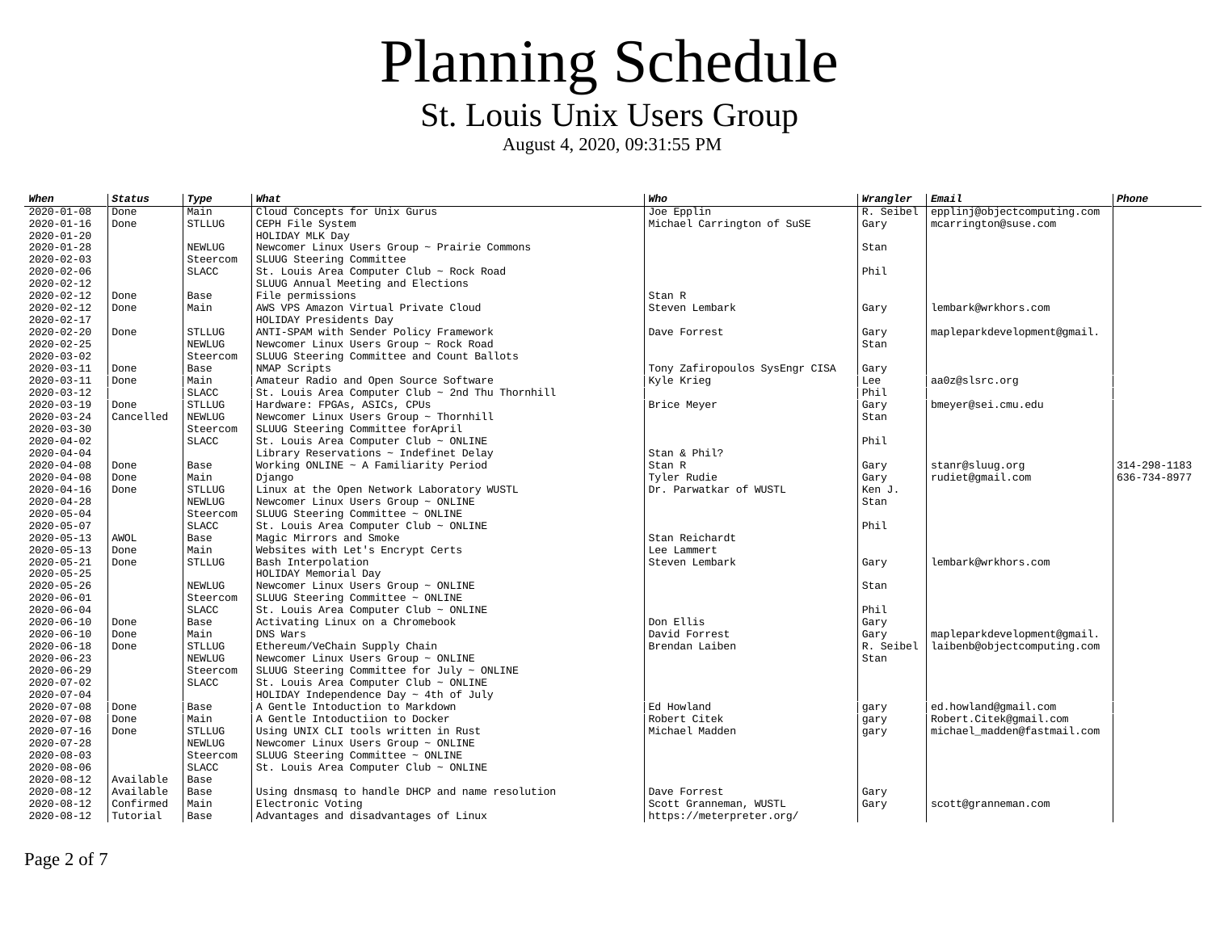# Planning Schedule

## St. Louis Unix Users Group

August 4, 2020, 09:31:55 PM

| ***When*** | ***Status*** | ***Type*** | ***What*** | ***Who*** | ***Wrangler*** | ***Email*** | ***Phone*** |
|---|---|---|---|---|---|---|---|
| 2020-01-08 | Done | Main | Cloud Concepts for Unix Gurus | Joe Epplin | R. Seibel | epplinj@objectcomputing.com | |
| 2020-01-16 | Done | STLLUG | CEPH File System | Michael Carrington of SuSE | Gary | mcarrington@suse.com | |
| 2020-01-20 | | | HOLIDAY MLK Day | | | | |
| 2020-01-28 | | NEWLUG | Newcomer Linux Users Group ~ Prairie Commons | | Stan | | |
| 2020-02-03 | | Steercom | SLUUG Steering Committee | | | | |
| 2020-02-06 | | SLACC | St. Louis Area Computer Club ~ Rock Road | | Phil | | |
| 2020-02-12 | | | SLUUG Annual Meeting and Elections | | | | |
| 2020-02-12 | Done | Base | File permissions | Stan R | | | |
| 2020-02-12 | Done | Main | AWS VPS Amazon Virtual Private Cloud | Steven Lembark | Gary | lembark@wrkhors.com | |
| 2020-02-17 | | | HOLIDAY Presidents Day | | | | |
| 2020-02-20 | Done | STLLUG | ANTI-SPAM with Sender Policy Framework | Dave Forrest | Gary | mapleparkdevelopment@gmail. | |
| 2020-02-25 | | NEWLUG | Newcomer Linux Users Group ~ Rock Road | | Stan | | |
| 2020-03-02 | | Steercom | SLUUG Steering Committee and Count Ballots | | | | |
| 2020-03-11 | Done | Base | NMAP Scripts | Tony Zafiropoulos SysEngr CISA | Gary | | |
| 2020-03-11 | Done | Main | Amateur Radio and Open Source Software | Kyle Krieg | Lee | aa0z@slsrc.org | |
| 2020-03-12 | | SLACC | St. Louis Area Computer Club ~ 2nd Thu Thornhill | | Phil | | |
| 2020-03-19 | Done | STLLUG | Hardware: FPGAs, ASICs, CPUs | Brice Meyer | Gary | bmeyer@sei.cmu.edu | |
| 2020-03-24 | Cancelled | NEWLUG | Newcomer Linux Users Group ~ Thornhill | | Stan | | |
| 2020-03-30 | | Steercom | SLUUG Steering Committee forApril | | | | |
| 2020-04-02 | | SLACC | St. Louis Area Computer Club ~ ONLINE | | Phil | | |
| 2020-04-04 | | | Library Reservations ~ Indefinet Delay | Stan & Phil? | | | |
| 2020-04-08 | Done | Base | Working ONLINE ~ A Familiarity Period | Stan R | Gary | stanr@sluug.org | 314-298-1183 |
| 2020-04-08 | Done | Main | Django | Tyler Rudie | Gary | rudiet@gmail.com | 636-734-8977 |
| 2020-04-16 | Done | STLLUG | Linux at the Open Network Laboratory WUSTL | Dr. Parwatkar of WUSTL | Ken J. | | |
| 2020-04-28 | | NEWLUG | Newcomer Linux Users Group ~ ONLINE | | Stan | | |
| 2020-05-04 | | Steercom | SLUUG Steering Committee ~ ONLINE | | | | |
| 2020-05-07 | | SLACC | St. Louis Area Computer Club ~ ONLINE | | Phil | | |
| 2020-05-13 | AWOL | Base | Magic Mirrors and Smoke | Stan Reichardt | | | |
| 2020-05-13 | Done | Main | Websites with Let's Encrypt Certs | Lee Lammert | | | |
| 2020-05-21 | Done | STLLUG | Bash Interpolation | Steven Lembark | Gary | lembark@wrkhors.com | |
| 2020-05-25 | | | HOLIDAY Memorial Day | | | | |
| 2020-05-26 | | NEWLUG | Newcomer Linux Users Group ~ ONLINE | | Stan | | |
| 2020-06-01 | | Steercom | SLUUG Steering Committee ~ ONLINE | | | | |
| 2020-06-04 | | SLACC | St. Louis Area Computer Club ~ ONLINE | | Phil | | |
| 2020-06-10 | Done | Base | Activating Linux on a Chromebook | Don Ellis | Gary | | |
| 2020-06-10 | Done | Main | DNS Wars | David Forrest | Gary | mapleparkdevelopment@gmail. | |
| 2020-06-18 | Done | STLLUG | Ethereum/VeChain Supply Chain | Brendan Laiben | R. Seibel | laibenb@objectcomputing.com | |
| 2020-06-23 | | NEWLUG | Newcomer Linux Users Group ~ ONLINE | | Stan | | |
| 2020-06-29 | | Steercom | SLUUG Steering Committee for July ~ ONLINE | | | | |
| 2020-07-02 | | SLACC | St. Louis Area Computer Club ~ ONLINE | | | | |
| 2020-07-04 | | | HOLIDAY Independence Day ~ 4th of July | | | | |
| 2020-07-08 | Done | Base | A Gentle Intoduction to Markdown | Ed Howland | gary | ed.howland@gmail.com | |
| 2020-07-08 | Done | Main | A Gentle Intoductiion to Docker | Robert Citek | gary | Robert.Citek@gmail.com | |
| 2020-07-16 | Done | STLLUG | Using UNIX CLI tools written in Rust | Michael Madden | gary | michael_madden@fastmail.com | |
| 2020-07-28 | | NEWLUG | Newcomer Linux Users Group ~ ONLINE | | | | |
| 2020-08-03 | | Steercom | SLUUG Steering Committee ~ ONLINE | | | | |
| 2020-08-06 | | SLACC | St. Louis Area Computer Club ~ ONLINE | | | | |
| 2020-08-12 | Available | Base | | | | | |
| 2020-08-12 | Available | Base | Using dnsmasq to handle DHCP and name resolution | Dave Forrest | Gary | | |
| 2020-08-12 | Confirmed | Main | Electronic Voting | Scott Granneman, WUSTL | Gary | scott@granneman.com | |
| 2020-08-12 | Tutorial | Base | Advantages and disadvantages of Linux | https://meterpreter.org/ | | | |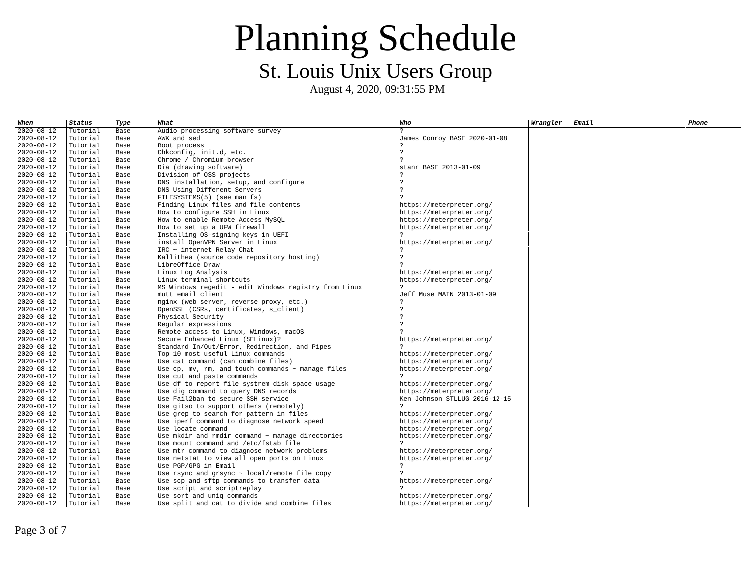# Planning Schedule

## St. Louis Unix Users Group

August 4, 2020, 09:31:55 PM

| *When* | *Status* | *Type* | *What* | *Who* | *Wrangler* | *Email* | *Phone* |
|---|---|---|---|---|---|---|---|
| 2020-08-12 | Tutorial | Base | Audio processing software survey | ? | | | |
| 2020-08-12 | Tutorial | Base | AWK and sed | James Conroy BASE 2020-01-08 | | | |
| 2020-08-12 | Tutorial | Base | Boot process | ? | | | |
| 2020-08-12 | Tutorial | Base | Chkconfig, init.d, etc. | ? | | | |
| 2020-08-12 | Tutorial | Base | Chrome / Chromium-browser | ? | | | |
| 2020-08-12 | Tutorial | Base | Dia (drawing software) | stanr BASE 2013-01-09 | | | |
| 2020-08-12 | Tutorial | Base | Division of OSS projects | ? | | | |
| 2020-08-12 | Tutorial | Base | DNS installation, setup, and configure | ? | | | |
| 2020-08-12 | Tutorial | Base | DNS Using Different Servers | ? | | | |
| 2020-08-12 | Tutorial | Base | FILESYSTEMS(5) (see man fs) | ? | | | |
| 2020-08-12 | Tutorial | Base | Finding Linux files and file contents | https://meterpreter.org/ | | | |
| 2020-08-12 | Tutorial | Base | How to configure SSH in Linux | https://meterpreter.org/ | | | |
| 2020-08-12 | Tutorial | Base | How to enable Remote Access MySQL | https://meterpreter.org/ | | | |
| 2020-08-12 | Tutorial | Base | How to set up a UFW firewall | https://meterpreter.org/ | | | |
| 2020-08-12 | Tutorial | Base | Installing OS-signing keys in UEFI | ? | | | |
| 2020-08-12 | Tutorial | Base | install OpenVPN Server in Linux | https://meterpreter.org/ | | | |
| 2020-08-12 | Tutorial | Base | IRC ~ internet Relay Chat | ? | | | |
| 2020-08-12 | Tutorial | Base | Kallithea (source code repository hosting) | ? | | | |
| 2020-08-12 | Tutorial | Base | LibreOffice Draw | ? | | | |
| 2020-08-12 | Tutorial | Base | Linux Log Analysis | https://meterpreter.org/ | | | |
| 2020-08-12 | Tutorial | Base | Linux terminal shortcuts | https://meterpreter.org/ | | | |
| 2020-08-12 | Tutorial | Base | MS Windows regedit - edit Windows registry from Linux | ? | | | |
| 2020-08-12 | Tutorial | Base | mutt email client | Jeff Muse MAIN 2013-01-09 | | | |
| 2020-08-12 | Tutorial | Base | nginx (web server, reverse proxy, etc.) | ? | | | |
| 2020-08-12 | Tutorial | Base | OpenSSL (CSRs, certificates, s_client) | ? | | | |
| 2020-08-12 | Tutorial | Base | Physical Security | ? | | | |
| 2020-08-12 | Tutorial | Base | Regular expressions | ? | | | |
| 2020-08-12 | Tutorial | Base | Remote access to Linux, Windows, macOS | ? | | | |
| 2020-08-12 | Tutorial | Base | Secure Enhanced Linux (SELinux)? | https://meterpreter.org/ | | | |
| 2020-08-12 | Tutorial | Base | Standard In/Out/Error, Redirection, and Pipes | ? | | | |
| 2020-08-12 | Tutorial | Base | Top 10 most useful Linux commands | https://meterpreter.org/ | | | |
| 2020-08-12 | Tutorial | Base | Use cat command (can combine files) | https://meterpreter.org/ | | | |
| 2020-08-12 | Tutorial | Base | Use cp, mv, rm, and touch commands ~ manage files | https://meterpreter.org/ | | | |
| 2020-08-12 | Tutorial | Base | Use cut and paste commands | ? | | | |
| 2020-08-12 | Tutorial | Base | Use df to report file systrem disk space usage | https://meterpreter.org/ | | | |
| 2020-08-12 | Tutorial | Base | Use dig command to query DNS records | https://meterpreter.org/ | | | |
| 2020-08-12 | Tutorial | Base | Use Fail2ban to secure SSH service | Ken Johnson STLLUG 2016-12-15 | | | |
| 2020-08-12 | Tutorial | Base | Use gitso to support others (remotely) | ? | | | |
| 2020-08-12 | Tutorial | Base | Use grep to search for pattern in files | https://meterpreter.org/ | | | |
| 2020-08-12 | Tutorial | Base | Use iperf command to diagnose network speed | https://meterpreter.org/ | | | |
| 2020-08-12 | Tutorial | Base | Use locate command | https://meterpreter.org/ | | | |
| 2020-08-12 | Tutorial | Base | Use mkdir and rmdir command ~ manage directories | https://meterpreter.org/ | | | |
| 2020-08-12 | Tutorial | Base | Use mount command and /etc/fstab file | ? | | | |
| 2020-08-12 | Tutorial | Base | Use mtr command to diagnose network problems | https://meterpreter.org/ | | | |
| 2020-08-12 | Tutorial | Base | Use netstat to view all open ports on Linux | https://meterpreter.org/ | | | |
| 2020-08-12 | Tutorial | Base | Use PGP/GPG in Email | ? | | | |
| 2020-08-12 | Tutorial | Base | Use rsync and grsync ~ local/remote file copy | ? | | | |
| 2020-08-12 | Tutorial | Base | Use scp and sftp commands to transfer data | https://meterpreter.org/ | | | |
| 2020-08-12 | Tutorial | Base | Use script and scriptreplay | ? | | | |
| 2020-08-12 | Tutorial | Base | Use sort and uniq commands | https://meterpreter.org/ | | | |
| 2020-08-12 | Tutorial | Base | Use split and cat to divide and combine files | https://meterpreter.org/ | | | |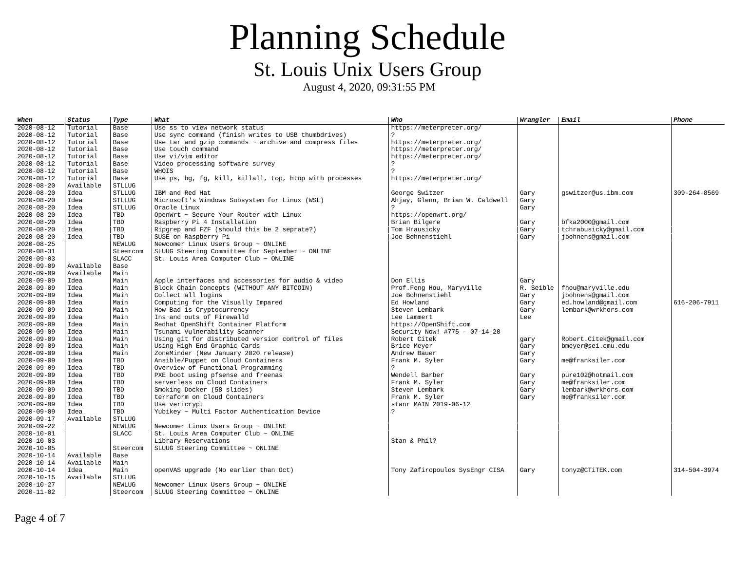# Planning Schedule

## St. Louis Unix Users Group

August 4, 2020, 09:31:55 PM

| *When* | *Status* | *Type* | *What* | *Who* | *Wrangler* | *Email* | *Phone* |
|---|---|---|---|---|---|---|---|
| 2020-08-12 | Tutorial | Base | Use ss to view network status | https://meterpreter.org/ | | | |
| 2020-08-12 | Tutorial | Base | Use sync command (finish writes to USB thumbdrives) | ? | | | |
| 2020-08-12 | Tutorial | Base | Use tar and gzip commands ~ archive and compress files | https://meterpreter.org/ | | | |
| 2020-08-12 | Tutorial | Base | Use touch command | https://meterpreter.org/ | | | |
| 2020-08-12 | Tutorial | Base | Use vi/vim editor | https://meterpreter.org/ | | | |
| 2020-08-12 | Tutorial | Base | Video processing software survey | ? | | | |
| 2020-08-12 | Tutorial | Base | WHOIS | ? | | | |
| 2020-08-12 | Tutorial | Base | Use ps, bg, fg, kill, killall, top, htop with processes | https://meterpreter.org/ | | | |
| 2020-08-20 | Available | STLLUG | | | | | |
| 2020-08-20 | Idea | STLLUG | IBM and Red Hat | George Switzer | Gary | gswitzer@us.ibm.com | 309-264-8569 |
| 2020-08-20 | Idea | STLLUG | Microsoft's Windows Subsystem for Linux (WSL) | Ahjay, Glenn, Brian W. Caldwell | Gary | | |
| 2020-08-20 | Idea | STLLUG | Oracle Linux | ? | Gary | | |
| 2020-08-20 | Idea | TBD | OpenWrt ~ Secure Your Router with Linux | https://openwrt.org/ | | | |
| 2020-08-20 | Idea | TBD | Raspberry Pi 4 Installation | Brian Bilgere | Gary | bfka2000@gmail.com | |
| 2020-08-20 | Idea | TBD | Ripgrep and FZF (should this be 2 seprate?) | Tom Hrausicky | Gary | tchrabusicky@gmail.com | |
| 2020-08-20 | Idea | TBD | SUSE on Raspberry Pi | Joe Bohnenstiehl | Gary | jbohnens@gmail.com | |
| 2020-08-25 | | NEWLUG | Newcomer Linux Users Group ~ ONLINE | | | | |
| 2020-08-31 | | Steercom | SLUUG Steering Committee for September ~ ONLINE | | | | |
| 2020-09-03 | | SLACC | St. Louis Area Computer Club ~ ONLINE | | | | |
| 2020-09-09 | Available | Base | | | | | |
| 2020-09-09 | Available | Main | | | | | |
| 2020-09-09 | Idea | Main | Apple interfaces and accessories for audio & video | Don Ellis | Gary | | |
| 2020-09-09 | Idea | Main | Block Chain Concepts (WITHOUT ANY BITCOIN) | Prof.Feng Hou, Maryville | R. Seible | fhou@maryville.edu | |
| 2020-09-09 | Idea | Main | Collect all logins | Joe Bohnenstiehl | Gary | jbohnens@gmail.com | |
| 2020-09-09 | Idea | Main | Computing for the Visually Impared | Ed Howland | Gary | ed.howland@gmail.com | 616-206-7911 |
| 2020-09-09 | Idea | Main | How Bad is Cryptocurrency | Steven Lembark | Gary | lembark@wrkhors.com | |
| 2020-09-09 | Idea | Main | Ins and outs of Firewalld | Lee Lammert | Lee | | |
| 2020-09-09 | Idea | Main | Redhat OpenShift Container Platform | https://OpenShift.com | | | |
| 2020-09-09 | Idea | Main | Tsunami Vulnerability Scanner | Security Now! #775 - 07-14-20 | | | |
| 2020-09-09 | Idea | Main | Using git for distributed version control of files | Robert Citek | gary | Robert.Citek@gmail.com | |
| 2020-09-09 | Idea | Main | Using High End Graphic Cards | Brice Meyer | Gary | bmeyer@sei.cmu.edu | |
| 2020-09-09 | Idea | Main | ZoneMinder (New January 2020 release) | Andrew Bauer | Gary | | |
| 2020-09-09 | Idea | TBD | Ansible/Puppet on Cloud Containers | Frank M. Syler | Gary | me@franksiler.com | |
| 2020-09-09 | Idea | TBD | Overview of Functional Programming | ? | | | |
| 2020-09-09 | Idea | TBD | PXE boot using pfsense and freenas | Wendell Barber | Gary | pure102@hotmail.com | |
| 2020-09-09 | Idea | TBD | serverless on Cloud Containers | Frank M. Syler | Gary | me@franksiler.com | |
| 2020-09-09 | Idea | TBD | Smoking Docker (58 slides) | Steven Lembark | Gary | lembark@wrkhors.com | |
| 2020-09-09 | Idea | TBD | terraform on Cloud Containers | Frank M. Syler | Gary | me@franksiler.com | |
| 2020-09-09 | Idea | TBD | Use vericrypt | stanr MAIN 2019-06-12 | | | |
| 2020-09-09 | Idea | TBD | Yubikey ~ Multi Factor Authentication Device | ? | | | |
| 2020-09-17 | Available | STLLUG | | | | | |
| 2020-09-22 | | NEWLUG | Newcomer Linux Users Group ~ ONLINE | | | | |
| 2020-10-01 | | SLACC | St. Louis Area Computer Club ~ ONLINE | | | | |
| 2020-10-03 | | | Library Reservations | Stan & Phil? | | | |
| 2020-10-05 | | Steercom | SLUUG Steering Committee ~ ONLINE | | | | |
| 2020-10-14 | Available | Base | | | | | |
| 2020-10-14 | Available | Main | | | | | |
| 2020-10-14 | Idea | Main | openVAS upgrade (No earlier than Oct) | Tony Zafiropoulos SysEngr CISA | Gary | tonyz@CTiTEK.com | 314-504-3974 |
| 2020-10-15 | Available | STLLUG | | | | | |
| 2020-10-27 | | NEWLUG | Newcomer Linux Users Group ~ ONLINE | | | | |
| 2020-11-02 | | Steercom | SLUUG Steering Committee ~ ONLINE | | | | |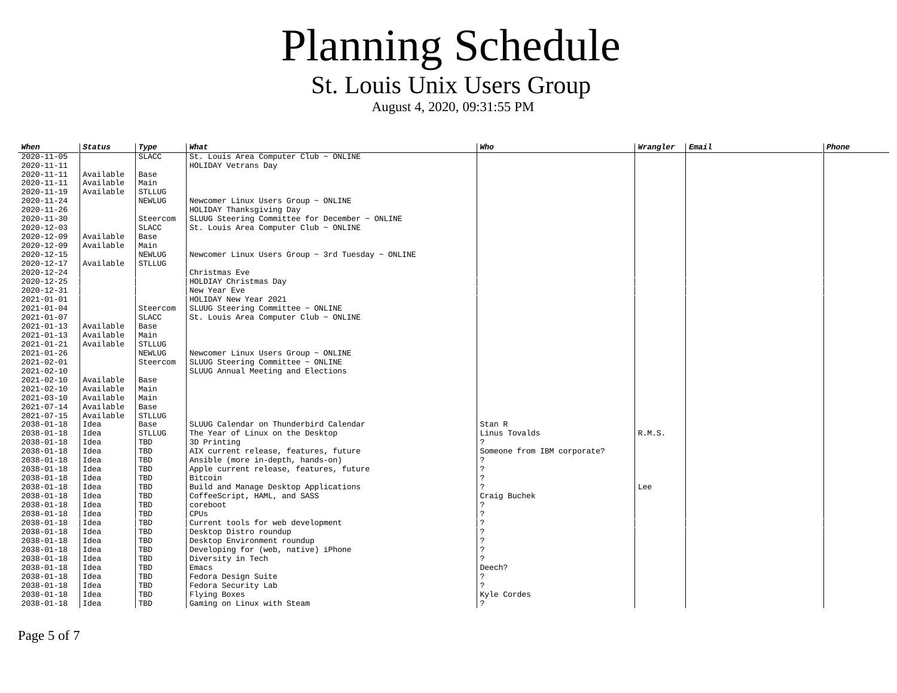# Planning Schedule

## St. Louis Unix Users Group

August 4, 2020, 09:31:55 PM

| *When* | *Status* | *Type* | *What* | *Who* | *Wrangler* | *Email* | *Phone* |
|---|---|---|---|---|---|---|---|
| 2020-11-05 | | SLACC | St. Louis Area Computer Club ~ ONLINE | | | | |
| 2020-11-11 | | | HOLIDAY Vetrans Day | | | | |
| 2020-11-11 | Available | Base | | | | | |
| 2020-11-11 | Available | Main | | | | | |
| 2020-11-19 | Available | STLLUG | | | | | |
| 2020-11-24 | | NEWLUG | Newcomer Linux Users Group ~ ONLINE | | | | |
| 2020-11-26 | | | HOLIDAY Thanksgiving Day | | | | |
| 2020-11-30 | | Steercom | SLUUG Steering Committee for December ~ ONLINE | | | | |
| 2020-12-03 | | SLACC | St. Louis Area Computer Club ~ ONLINE | | | | |
| 2020-12-09 | Available | Base | | | | | |
| 2020-12-09 | Available | Main | | | | | |
| 2020-12-15 | | NEWLUG | Newcomer Linux Users Group ~ 3rd Tuesday ~ ONLINE | | | | |
| 2020-12-17 | Available | STLLUG | | | | | |
| 2020-12-24 | | | Christmas Eve | | | | |
| 2020-12-25 | | | HOLDIAY Christmas Day | | | | |
| 2020-12-31 | | | New Year Eve | | | | |
| 2021-01-01 | | | HOLIDAY New Year 2021 | | | | |
| 2021-01-04 | | Steercom | SLUUG Steering Committee ~ ONLINE | | | | |
| 2021-01-07 | | SLACC | St. Louis Area Computer Club ~ ONLINE | | | | |
| 2021-01-13 | Available | Base | | | | | |
| 2021-01-13 | Available | Main | | | | | |
| 2021-01-21 | Available | STLLUG | | | | | |
| 2021-01-26 | | NEWLUG | Newcomer Linux Users Group ~ ONLINE | | | | |
| 2021-02-01 | | Steercom | SLUUG Steering Committee ~ ONLINE | | | | |
| 2021-02-10 | | | SLUUG Annual Meeting and Elections | | | | |
| 2021-02-10 | Available | Base | | | | | |
| 2021-02-10 | Available | Main | | | | | |
| 2021-03-10 | Available | Main | | | | | |
| 2021-07-14 | Available | Base | | | | | |
| 2021-07-15 | Available | STLLUG | | | | | |
| 2038-01-18 | Idea | Base | SLUUG Calendar on Thunderbird Calendar | Stan R | | | |
| 2038-01-18 | Idea | STLLUG | The Year of Linux on the Desktop | Linus Tovalds | R.M.S. | | |
| 2038-01-18 | Idea | TBD | 3D Printing | ? | | | |
| 2038-01-18 | Idea | TBD | AIX current release, features, future | Someone from IBM corporate? | | | |
| 2038-01-18 | Idea | TBD | Ansible (more in-depth, hands-on) | ? | | | |
| 2038-01-18 | Idea | TBD | Apple current release, features, future | ? | | | |
| 2038-01-18 | Idea | TBD | Bitcoin | ? | | | |
| 2038-01-18 | Idea | TBD | Build and Manage Desktop Applications | ? | Lee | | |
| 2038-01-18 | Idea | TBD | CoffeeScript, HAML, and SASS | Craig Buchek | | | |
| 2038-01-18 | Idea | TBD | coreboot | ? | | | |
| 2038-01-18 | Idea | TBD | CPUs | ? | | | |
| 2038-01-18 | Idea | TBD | Current tools for web development | ? | | | |
| 2038-01-18 | Idea | TBD | Desktop Distro roundup | ? | | | |
| 2038-01-18 | Idea | TBD | Desktop Environment roundup | ? | | | |
| 2038-01-18 | Idea | TBD | Developing for (web, native) iPhone | ? | | | |
| 2038-01-18 | Idea | TBD | Diversity in Tech | ? | | | |
| 2038-01-18 | Idea | TBD | Emacs | Deech? | | | |
| 2038-01-18 | Idea | TBD | Fedora Design Suite | ? | | | |
| 2038-01-18 | Idea | TBD | Fedora Security Lab | ? | | | |
| 2038-01-18 | Idea | TBD | Flying Boxes | Kyle Cordes | | | |
| 2038-01-18 | Idea | TBD | Gaming on Linux with Steam | ? | | | |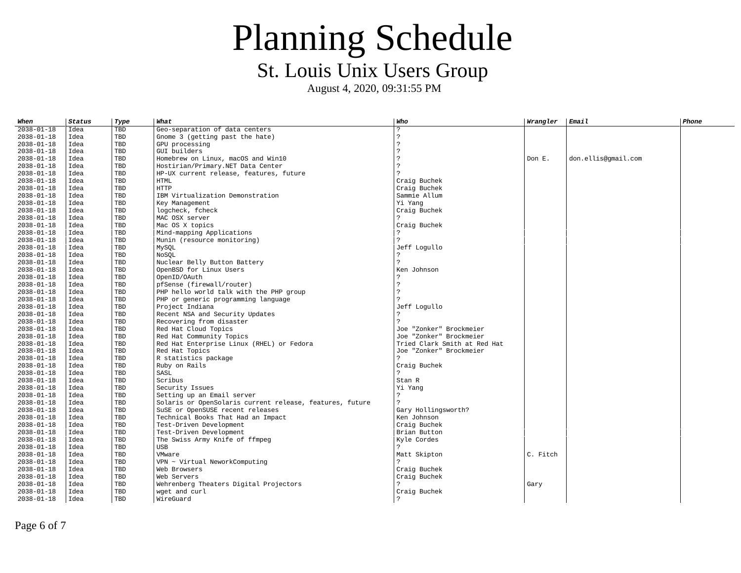# Planning Schedule

## St. Louis Unix Users Group

August 4, 2020, 09:31:55 PM

| *When* | *Status* | *Type* | *What* | *Who* | *Wrangler* | *Email* | *Phone* |
|---|---|---|---|---|---|---|---|
| 2038-01-18 | Idea | TBD | Geo-separation of data centers | ? | | | |
| 2038-01-18 | Idea | TBD | Gnome 3 (getting past the hate) | ? | | | |
| 2038-01-18 | Idea | TBD | GPU processing | ? | | | |
| 2038-01-18 | Idea | TBD | GUI builders | ? | | | |
| 2038-01-18 | Idea | TBD | Homebrew on Linux, macOS and Win10 | ? | Don E. | don.ellis@gmail.com | |
| 2038-01-18 | Idea | TBD | Hostirian/Primary.NET Data Center | ? | | | |
| 2038-01-18 | Idea | TBD | HP-UX current release, features, future | ? | | | |
| 2038-01-18 | Idea | TBD | HTML | Craig Buchek | | | |
| 2038-01-18 | Idea | TBD | HTTP | Craig Buchek | | | |
| 2038-01-18 | Idea | TBD | IBM Virtualization Demonstration | Sammie Allum | | | |
| 2038-01-18 | Idea | TBD | Key Management | Yi Yang | | | |
| 2038-01-18 | Idea | TBD | logcheck, fcheck | Craig Buchek | | | |
| 2038-01-18 | Idea | TBD | MAC OSX server | ? | | | |
| 2038-01-18 | Idea | TBD | Mac OS X topics | Craig Buchek | | | |
| 2038-01-18 | Idea | TBD | Mind-mapping Applications | ? | | | |
| 2038-01-18 | Idea | TBD | Munin (resource monitoring) | ? | | | |
| 2038-01-18 | Idea | TBD | MySQL | Jeff Logullo | | | |
| 2038-01-18 | Idea | TBD | NoSQL | ? | | | |
| 2038-01-18 | Idea | TBD | Nuclear Belly Button Battery | ? | | | |
| 2038-01-18 | Idea | TBD | OpenBSD for Linux Users | Ken Johnson | | | |
| 2038-01-18 | Idea | TBD | OpenID/OAuth | ? | | | |
| 2038-01-18 | Idea | TBD | pfSense (firewall/router) | ? | | | |
| 2038-01-18 | Idea | TBD | PHP hello world talk with the PHP group | ? | | | |
| 2038-01-18 | Idea | TBD | PHP or generic programming language | ? | | | |
| 2038-01-18 | Idea | TBD | Project Indiana | Jeff Logullo | | | |
| 2038-01-18 | Idea | TBD | Recent NSA and Security Updates | ? | | | |
| 2038-01-18 | Idea | TBD | Recovering from disaster | ? | | | |
| 2038-01-18 | Idea | TBD | Red Hat Cloud Topics | Joe "Zonker" Brockmeier | | | |
| 2038-01-18 | Idea | TBD | Red Hat Community Topics | Joe "Zonker" Brockmeier | | | |
| 2038-01-18 | Idea | TBD | Red Hat Enterprise Linux (RHEL) or Fedora | Tried Clark Smith at Red Hat | | | |
| 2038-01-18 | Idea | TBD | Red Hat Topics | Joe "Zonker" Brockmeier | | | |
| 2038-01-18 | Idea | TBD | R statistics package | ? | | | |
| 2038-01-18 | Idea | TBD | Ruby on Rails | Craig Buchek | | | |
| 2038-01-18 | Idea | TBD | SASL | ? | | | |
| 2038-01-18 | Idea | TBD | Scribus | Stan R | | | |
| 2038-01-18 | Idea | TBD | Security Issues | Yi Yang | | | |
| 2038-01-18 | Idea | TBD | Setting up an Email server | ? | | | |
| 2038-01-18 | Idea | TBD | Solaris or OpenSolaris current release, features, future | ? | | | |
| 2038-01-18 | Idea | TBD | SuSE or OpenSUSE recent releases | Gary Hollingsworth? | | | |
| 2038-01-18 | Idea | TBD | Technical Books That Had an Impact | Ken Johnson | | | |
| 2038-01-18 | Idea | TBD | Test-Driven Development | Craig Buchek | | | |
| 2038-01-18 | Idea | TBD | Test-Driven Development | Brian Button | | | |
| 2038-01-18 | Idea | TBD | The Swiss Army Knife of ffmpeg | Kyle Cordes | | | |
| 2038-01-18 | Idea | TBD | USB | ? | | | |
| 2038-01-18 | Idea | TBD | VMware | Matt Skipton | C. Fitch | | |
| 2038-01-18 | Idea | TBD | VPN ~ Virtual NeworkComputing | ? | | | |
| 2038-01-18 | Idea | TBD | Web Browsers | Craig Buchek | | | |
| 2038-01-18 | Idea | TBD | Web Servers | Craig Buchek | | | |
| 2038-01-18 | Idea | TBD | Wehrenberg Theaters Digital Projectors | ? | Gary | | |
| 2038-01-18 | Idea | TBD | wget and curl | Craig Buchek | | | |
| 2038-01-18 | Idea | TBD | WireGuard | ? | | | |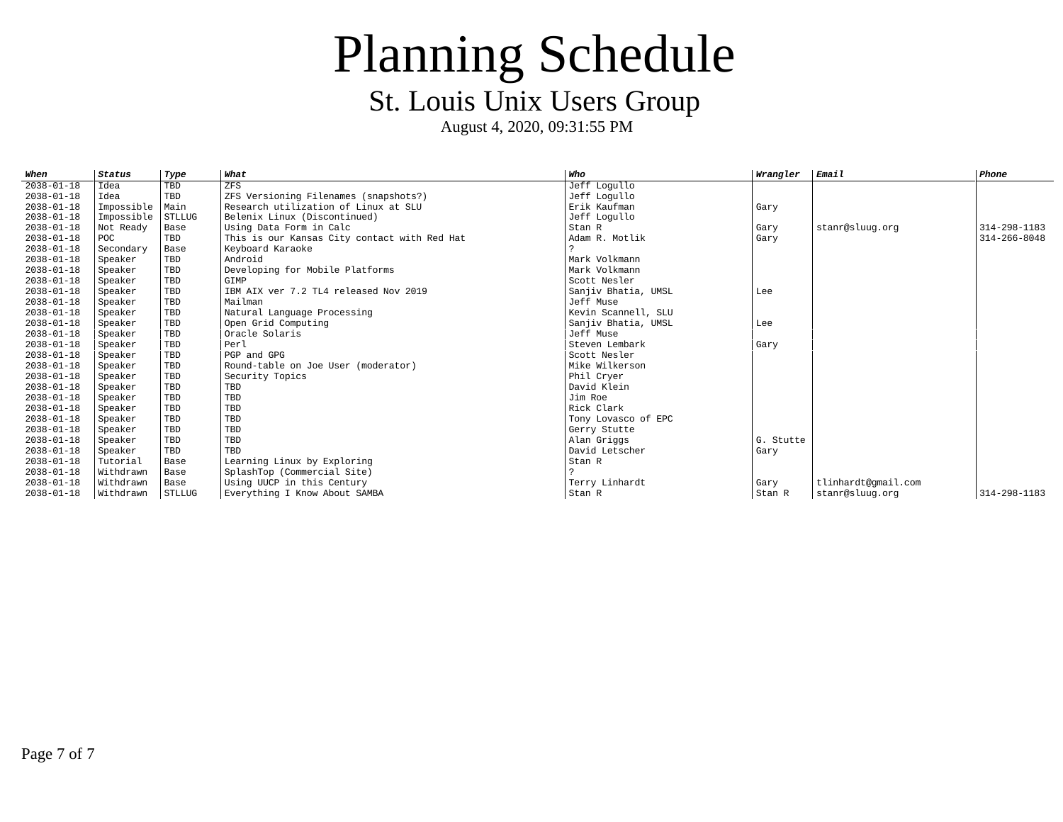# Planning Schedule

## St. Louis Unix Users Group

August 4, 2020, 09:31:55 PM

| When | Status | Type | What | Who | Wrangler | Email | Phone |
|---|---|---|---|---|---|---|---|
| 2038-01-18 | Idea | TBD | ZFS | Jeff Logullo | | | |
| 2038-01-18 | Idea | TBD | ZFS Versioning Filenames (snapshots?) | Jeff Logullo | | | |
| 2038-01-18 | Impossible | Main | Research utilization of Linux at SLU | Erik Kaufman | Gary | | |
| 2038-01-18 | Impossible | STLLUG | Belenix Linux (Discontinued) | Jeff Logullo | | | |
| 2038-01-18 | Not Ready | Base | Using Data Form in Calc | Stan R | Gary | stanr@sluug.org | 314-298-1183 |
| 2038-01-18 | POC | TBD | This is our Kansas City contact with Red Hat | Adam R. Motlik | Gary | | 314-266-8048 |
| 2038-01-18 | Secondary | Base | Keyboard Karaoke | ? | | | |
| 2038-01-18 | Speaker | TBD | Android | Mark Volkmann | | | |
| 2038-01-18 | Speaker | TBD | Developing for Mobile Platforms | Mark Volkmann | | | |
| 2038-01-18 | Speaker | TBD | GIMP | Scott Nesler | | | |
| 2038-01-18 | Speaker | TBD | IBM AIX ver 7.2 TL4 released Nov 2019 | Sanjiv Bhatia, UMSL | Lee | | |
| 2038-01-18 | Speaker | TBD | Mailman | Jeff Muse | | | |
| 2038-01-18 | Speaker | TBD | Natural Language Processing | Kevin Scannell, SLU | | | |
| 2038-01-18 | Speaker | TBD | Open Grid Computing | Sanjiv Bhatia, UMSL | Lee | | |
| 2038-01-18 | Speaker | TBD | Oracle Solaris | Jeff Muse | | | |
| 2038-01-18 | Speaker | TBD | Perl | Steven Lembark | Gary | | |
| 2038-01-18 | Speaker | TBD | PGP and GPG | Scott Nesler | | | |
| 2038-01-18 | Speaker | TBD | Round-table on Joe User (moderator) | Mike Wilkerson | | | |
| 2038-01-18 | Speaker | TBD | Security Topics | Phil Cryer | | | |
| 2038-01-18 | Speaker | TBD | TBD | David Klein | | | |
| 2038-01-18 | Speaker | TBD | TBD | Jim Roe | | | |
| 2038-01-18 | Speaker | TBD | TBD | Rick Clark | | | |
| 2038-01-18 | Speaker | TBD | TBD | Tony Lovasco of EPC | | | |
| 2038-01-18 | Speaker | TBD | TBD | Gerry Stutte | | | |
| 2038-01-18 | Speaker | TBD | TBD | Alan Griggs | G. Stutte | | |
| 2038-01-18 | Speaker | TBD | TBD | David Letscher | Gary | | |
| 2038-01-18 | Tutorial | Base | Learning Linux by Exploring | Stan R | | | |
| 2038-01-18 | Withdrawn | Base | SplashTop (Commercial Site) | ? | | | |
| 2038-01-18 | Withdrawn | Base | Using UUCP in this Century | Terry Linhardt | Gary | tlinhardt@gmail.com | |
| 2038-01-18 | Withdrawn | STLLUG | Everything I Know About SAMBA | Stan R | Stan R | stanr@sluug.org | 314-298-1183 |